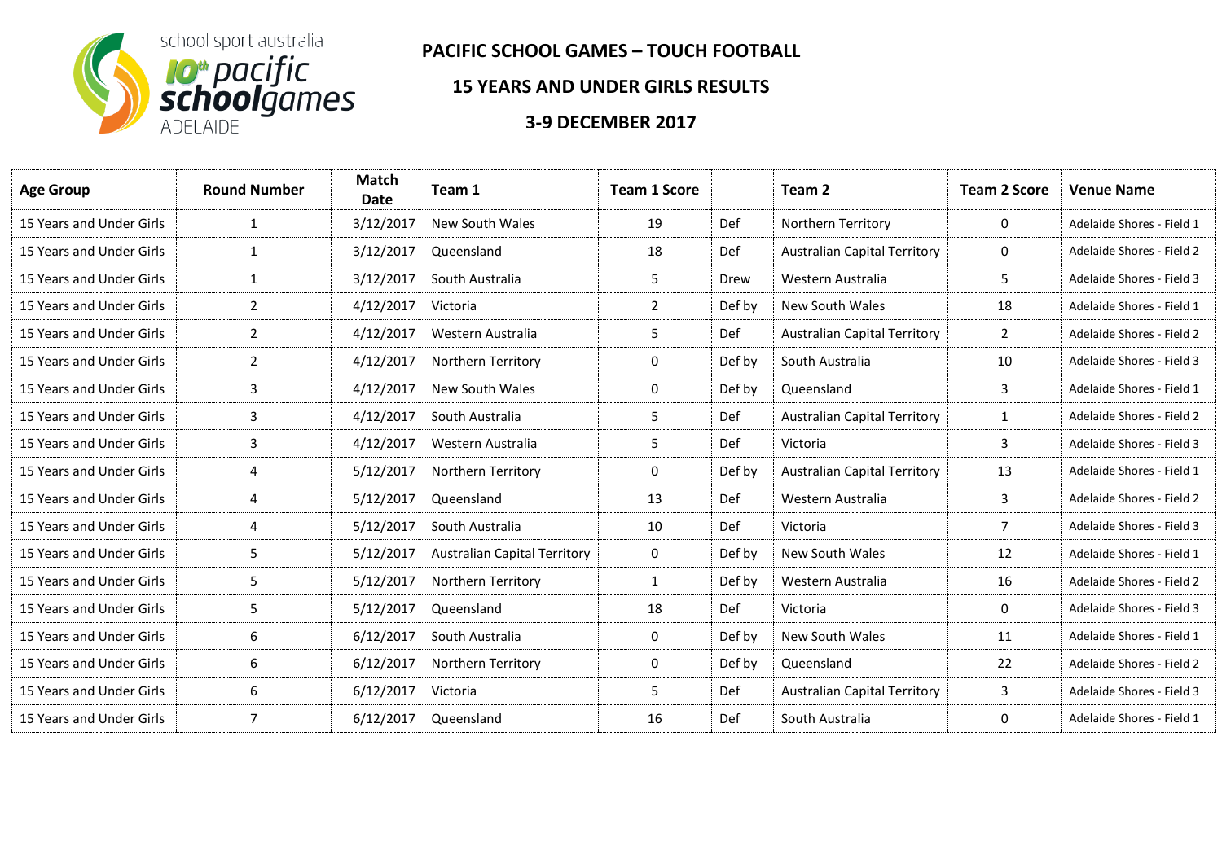school sport australia 10th pacific schoolgames ADELAIDE

# PACIFIC SCHOOL GAMES – TOUCH FOOTBALL

## 15 YEARS AND UNDER GIRLS RESULTS

### 3-9 DECEMBER 2017

| Age Group | Round Number | Match Date | Team 1 | Team 1 Score | | Team 2 | Team 2 Score | Venue Name |
|---|---|---|---|---|---|---|---|---|
| 15 Years and Under Girls | 1 | 3/12/2017 | New South Wales | 19 | Def | Northern Territory | 0 | Adelaide Shores - Field 1 |
| 15 Years and Under Girls | 1 | 3/12/2017 | Queensland | 18 | Def | Australian Capital Territory | 0 | Adelaide Shores - Field 2 |
| 15 Years and Under Girls | 1 | 3/12/2017 | South Australia | 5 | Drew | Western Australia | 5 | Adelaide Shores - Field 3 |
| 15 Years and Under Girls | 2 | 4/12/2017 | Victoria | 2 | Def by | New South Wales | 18 | Adelaide Shores - Field 1 |
| 15 Years and Under Girls | 2 | 4/12/2017 | Western Australia | 5 | Def | Australian Capital Territory | 2 | Adelaide Shores - Field 2 |
| 15 Years and Under Girls | 2 | 4/12/2017 | Northern Territory | 0 | Def by | South Australia | 10 | Adelaide Shores - Field 3 |
| 15 Years and Under Girls | 3 | 4/12/2017 | New South Wales | 0 | Def by | Queensland | 3 | Adelaide Shores - Field 1 |
| 15 Years and Under Girls | 3 | 4/12/2017 | South Australia | 5 | Def | Australian Capital Territory | 1 | Adelaide Shores - Field 2 |
| 15 Years and Under Girls | 3 | 4/12/2017 | Western Australia | 5 | Def | Victoria | 3 | Adelaide Shores - Field 3 |
| 15 Years and Under Girls | 4 | 5/12/2017 | Northern Territory | 0 | Def by | Australian Capital Territory | 13 | Adelaide Shores - Field 1 |
| 15 Years and Under Girls | 4 | 5/12/2017 | Queensland | 13 | Def | Western Australia | 3 | Adelaide Shores - Field 2 |
| 15 Years and Under Girls | 4 | 5/12/2017 | South Australia | 10 | Def | Victoria | 7 | Adelaide Shores - Field 3 |
| 15 Years and Under Girls | 5 | 5/12/2017 | Australian Capital Territory | 0 | Def by | New South Wales | 12 | Adelaide Shores - Field 1 |
| 15 Years and Under Girls | 5 | 5/12/2017 | Northern Territory | 1 | Def by | Western Australia | 16 | Adelaide Shores - Field 2 |
| 15 Years and Under Girls | 5 | 5/12/2017 | Queensland | 18 | Def | Victoria | 0 | Adelaide Shores - Field 3 |
| 15 Years and Under Girls | 6 | 6/12/2017 | South Australia | 0 | Def by | New South Wales | 11 | Adelaide Shores - Field 1 |
| 15 Years and Under Girls | 6 | 6/12/2017 | Northern Territory | 0 | Def by | Queensland | 22 | Adelaide Shores - Field 2 |
| 15 Years and Under Girls | 6 | 6/12/2017 | Victoria | 5 | Def | Australian Capital Territory | 3 | Adelaide Shores - Field 3 |
| 15 Years and Under Girls | 7 | 6/12/2017 | Queensland | 16 | Def | South Australia | 0 | Adelaide Shores - Field 1 |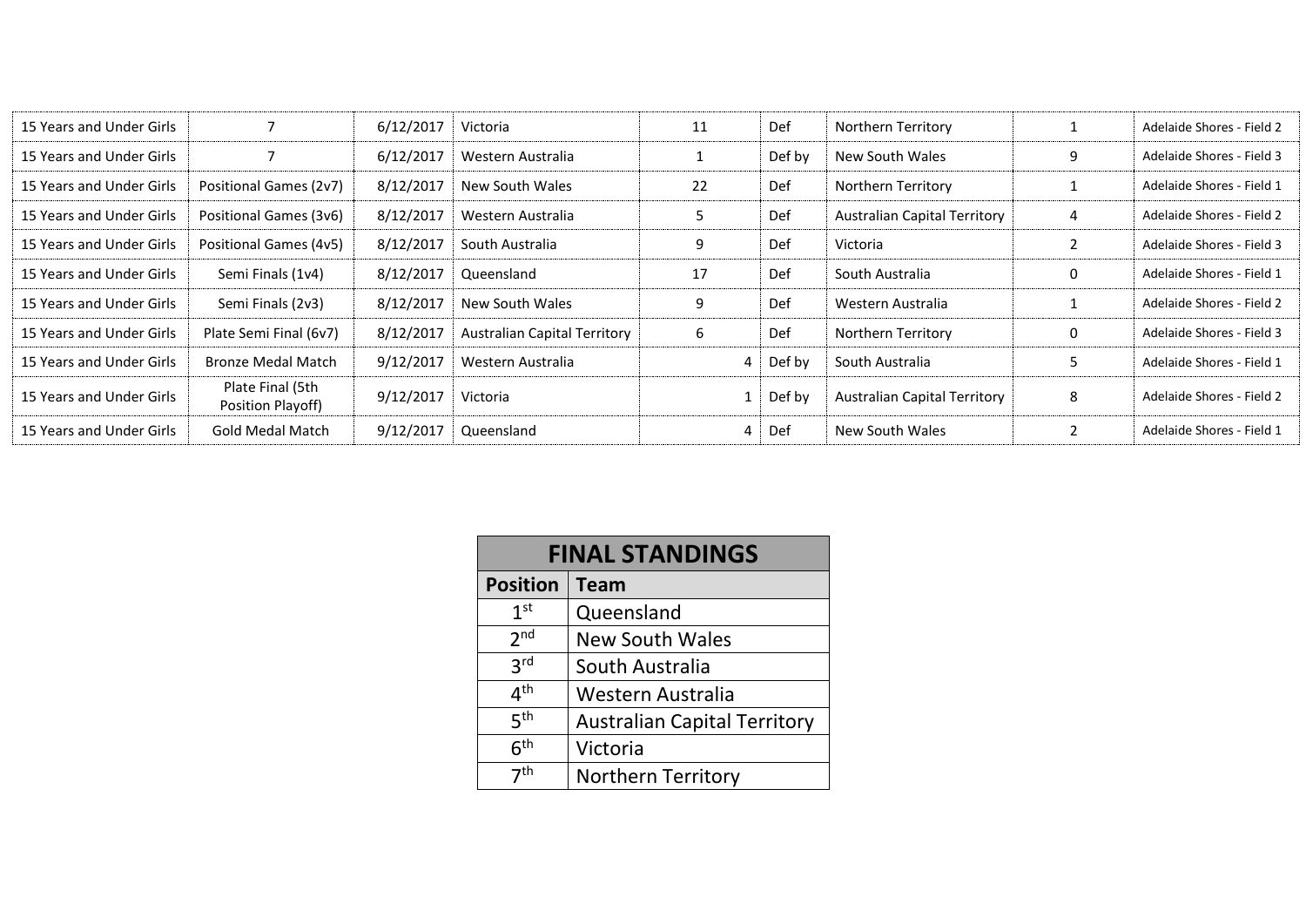| | | | | | | | | |
|---|---|---|---|---|---|---|---|---|
| 15 Years and Under Girls | 7 | 6/12/2017 | Victoria | 11 | Def | Northern Territory | 1 | Adelaide Shores - Field 2 |
| 15 Years and Under Girls | 7 | 6/12/2017 | Western Australia | 1 | Def by | New South Wales | 9 | Adelaide Shores - Field 3 |
| 15 Years and Under Girls | Positional Games (2v7) | 8/12/2017 | New South Wales | 22 | Def | Northern Territory | 1 | Adelaide Shores - Field 1 |
| 15 Years and Under Girls | Positional Games (3v6) | 8/12/2017 | Western Australia | 5 | Def | Australian Capital Territory | 4 | Adelaide Shores - Field 2 |
| 15 Years and Under Girls | Positional Games (4v5) | 8/12/2017 | South Australia | 9 | Def | Victoria | 2 | Adelaide Shores - Field 3 |
| 15 Years and Under Girls | Semi Finals (1v4) | 8/12/2017 | Queensland | 17 | Def | South Australia | 0 | Adelaide Shores - Field 1 |
| 15 Years and Under Girls | Semi Finals (2v3) | 8/12/2017 | New South Wales | 9 | Def | Western Australia | 1 | Adelaide Shores - Field 2 |
| 15 Years and Under Girls | Plate Semi Final (6v7) | 8/12/2017 | Australian Capital Territory | 6 | Def | Northern Territory | 0 | Adelaide Shores - Field 3 |
| 15 Years and Under Girls | Bronze Medal Match | 9/12/2017 | Western Australia | 4 | Def by | South Australia | 5 | Adelaide Shores - Field 1 |
| 15 Years and Under Girls | Plate Final (5th Position Playoff) | 9/12/2017 | Victoria | 1 | Def by | Australian Capital Territory | 8 | Adelaide Shores - Field 2 |
| 15 Years and Under Girls | Gold Medal Match | 9/12/2017 | Queensland | 4 | Def | New South Wales | 2 | Adelaide Shores - Field 1 |

| FINAL STANDINGS | |
|---|---|
| **Position** | **Team** |
| 1st | Queensland |
| 2nd | New South Wales |
| 3rd | South Australia |
| 4th | Western Australia |
| 5th | Australian Capital Territory |
| 6th | Victoria |
| 7th | Northern Territory |